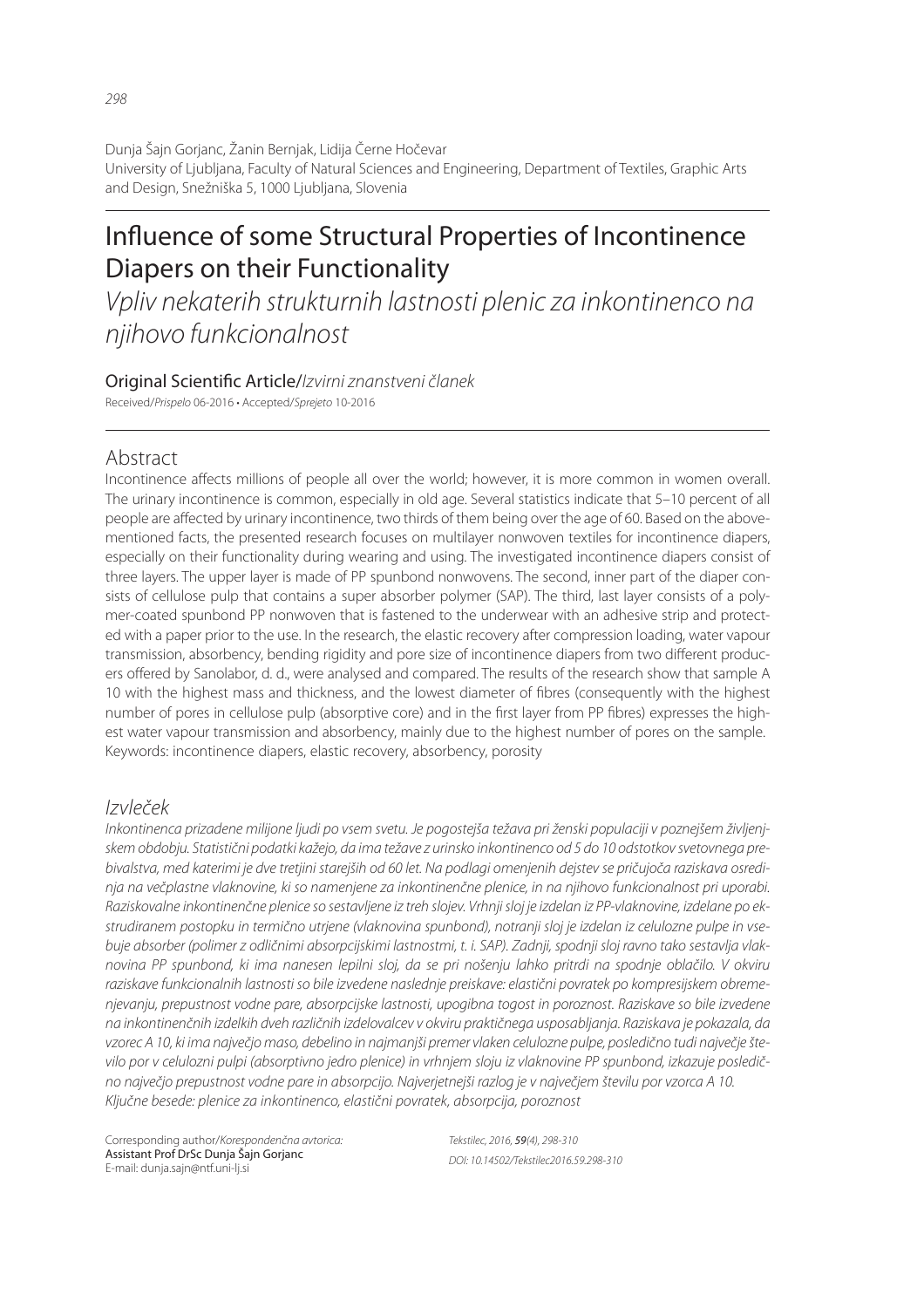Dunja Šajn Gorjanc, Žanin Bernjak, Lidija Černe Hočevar
University of Ljubljana, Faculty of Natural Sciences and Engineering, Department of Textiles, Graphic Arts and Design, Snežniška 5, 1000 Ljubljana, Slovenia

# Influence of some Structural Properties of Incontinence Diapers on their Functionality

*Vpliv nekaterih strukturnih lastnosti plenic za inkontinenco na njihovo funkcionalnost*

Original Scientific Article/*Izvirni znanstveni članek*

Received/*Prispelo* 06-2016 • Accepted/*Sprejeto* 10-2016

## Abstract

Incontinence affects millions of people all over the world; however, it is more common in women overall. The urinary incontinence is common, especially in old age. Several statistics indicate that 5–10 percent of all people are affected by urinary incontinence, two thirds of them being over the age of 60. Based on the above-mentioned facts, the presented research focuses on multilayer nonwoven textiles for incontinence diapers, especially on their functionality during wearing and using. The investigated incontinence diapers consist of three layers. The upper layer is made of PP spunbond nonwovens. The second, inner part of the diaper consists of cellulose pulp that contains a super absorber polymer (SAP). The third, last layer consists of a polymer-coated spunbond PP nonwoven that is fastened to the underwear with an adhesive strip and protected with a paper prior to the use. In the research, the elastic recovery after compression loading, water vapour transmission, absorbency, bending rigidity and pore size of incontinence diapers from two different producers offered by Sanolabor, d. d., were analysed and compared. The results of the research show that sample A 10 with the highest mass and thickness, and the lowest diameter of fibres (consequently with the highest number of pores in cellulose pulp (absorptive core) and in the first layer from PP fibres) expresses the highest water vapour transmission and absorbency, mainly due to the highest number of pores on the sample.

Keywords: incontinence diapers, elastic recovery, absorbency, porosity

## *Izvleček*

*Inkontinenca prizadene milijone ljudi po vsem svetu. Je pogostejša težava pri ženski populaciji v poznejšem življenjskem obdobju. Statistični podatki kažejo, da ima težave z urinsko inkontinenco od 5 do 10 odstotkov svetovnega prebivalstva, med katerimi je dve tretjini starejših od 60 let. Na podlagi omenjenih dejstev se pričujoča raziskava osredinja na večplastne vlaknovine, ki so namenjene za inkontinenčne plenice, in na njihovo funkcionalnost pri uporabi. Raziskovalne inkontinenčne plenice so sestavljene iz treh slojev. Vrhnji sloj je izdelan iz PP-vlaknovine, izdelane po ekstrudiranem postopku in termično utrjene (vlaknovina spunbond), notranji sloj je izdelan iz celulozne pulpe in vsebuje absorber (polimer z odličnimi absorpcijskimi lastnostmi, t. i. SAP). Zadnji, spodnji sloj ravno tako sestavlja vlaknovina PP spunbond, ki ima nanesen lepilni sloj, da se pri nošenju lahko pritrdi na spodnje oblačilo. V okviru raziskave funkcionalnih lastnosti so bile izvedene naslednje preiskave: elastični povratek po kompresijskem obremenjevanju, prepustnost vodne pare, absorpcijske lastnosti, upogibna togost in poroznost. Raziskave so bile izvedene na inkontinenčnih izdelkih dveh različnih izdelovalcev v okviru praktičnega usposabljanja. Raziskava je pokazala, da vzorec A 10, ki ima največjo maso, debelino in najmanjši premer vlaken celulozne pulpe, posledično tudi največje število por v celulozni pulpi (absorptivno jedro plenice) in vrhnjem sloju iz vlaknovine PP spunbond, izkazuje posledično največjo prepustnost vodne pare in absorpcijo. Najverjetnejši razlog je v največjem številu por vzorca A 10.*

*Ključne besede: plenice za inkontinenco, elastični povratek, absorpcija, poroznost*

Corresponding author/*Korespondenčna avtorica:*
Assistant Prof DrSc Dunja Šajn Gorjanc
E-mail: dunja.sajn@ntf.uni-lj.si

*Tekstilec, 2016, 59(4), 298-310*
*DOI: 10.14502/Tekstilec2016.59.298-310*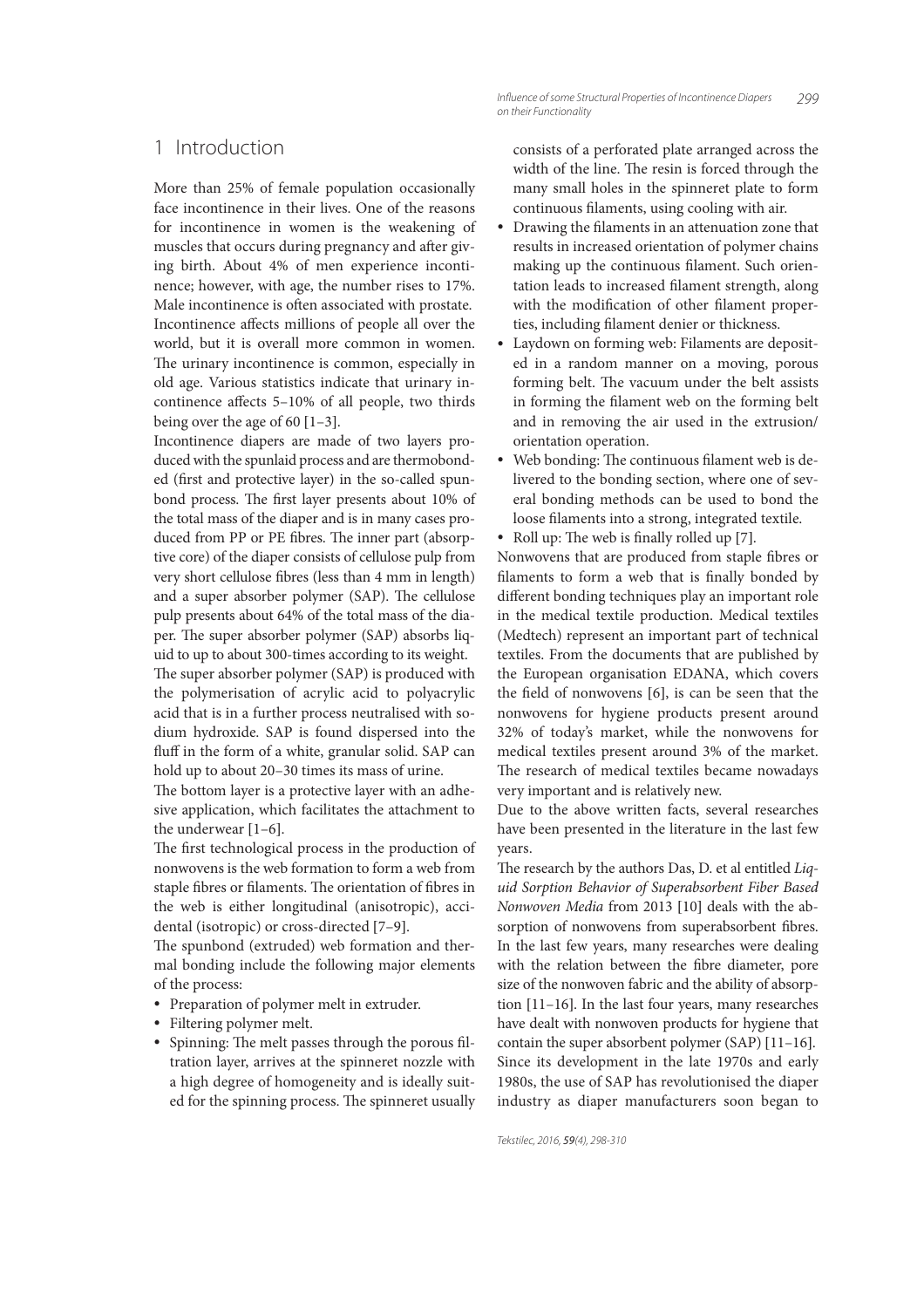# 1 Introduction

More than 25% of female population occasionally face incontinence in their lives. One of the reasons for incontinence in women is the weakening of muscles that occurs during pregnancy and after giving birth. About 4% of men experience incontinence; however, with age, the number rises to 17%. Male incontinence is often associated with prostate. Incontinence affects millions of people all over the world, but it is overall more common in women. The urinary incontinence is common, especially in old age. Various statistics indicate that urinary incontinence affects 5–10% of all people, two thirds being over the age of 60 [1–3].

Incontinence diapers are made of two layers produced with the spunlaid process and are thermobonded (first and protective layer) in the so-called spunbond process. The first layer presents about 10% of the total mass of the diaper and is in many cases produced from PP or PE fibres. The inner part (absorptive core) of the diaper consists of cellulose pulp from very short cellulose fibres (less than 4 mm in length) and a super absorber polymer (SAP). The cellulose pulp presents about 64% of the total mass of the diaper. The super absorber polymer (SAP) absorbs liquid to up to about 300-times according to its weight. The super absorber polymer (SAP) is produced with the polymerisation of acrylic acid to polyacrylic acid that is in a further process neutralised with sodium hydroxide. SAP is found dispersed into the fluff in the form of a white, granular solid. SAP can hold up to about 20–30 times its mass of urine.

The bottom layer is a protective layer with an adhesive application, which facilitates the attachment to the underwear [1–6].

The first technological process in the production of nonwovens is the web formation to form a web from staple fibres or filaments. The orientation of fibres in the web is either longitudinal (anisotropic), accidental (isotropic) or cross-directed [7–9].

The spunbond (extruded) web formation and thermal bonding include the following major elements of the process:

- Preparation of polymer melt in extruder.
- Filtering polymer melt.
- Spinning: The melt passes through the porous filtration layer, arrives at the spinneret nozzle with a high degree of homogeneity and is ideally suited for the spinning process. The spinneret usually consists of a perforated plate arranged across the width of the line. The resin is forced through the many small holes in the spinneret plate to form continuous filaments, using cooling with air.
- Drawing the filaments in an attenuation zone that results in increased orientation of polymer chains making up the continuous filament. Such orientation leads to increased filament strength, along with the modification of other filament properties, including filament denier or thickness.
- Laydown on forming web: Filaments are deposited in a random manner on a moving, porous forming belt. The vacuum under the belt assists in forming the filament web on the forming belt and in removing the air used in the extrusion/orientation operation.
- Web bonding: The continuous filament web is delivered to the bonding section, where one of several bonding methods can be used to bond the loose filaments into a strong, integrated textile.
- Roll up: The web is finally rolled up [7].

Nonwovens that are produced from staple fibres or filaments to form a web that is finally bonded by different bonding techniques play an important role in the medical textile production. Medical textiles (Medtech) represent an important part of technical textiles. From the documents that are published by the European organisation EDANA, which covers the field of nonwovens [6], is can be seen that the nonwovens for hygiene products present around 32% of today's market, while the nonwovens for medical textiles present around 3% of the market. The research of medical textiles became nowadays very important and is relatively new.

Due to the above written facts, several researches have been presented in the literature in the last few years.

The research by the authors Das, D. et al entitled *Liquid Sorption Behavior of Superabsorbent Fiber Based Nonwoven Media* from 2013 [10] deals with the absorption of nonwovens from superabsorbent fibres. In the last few years, many researches were dealing with the relation between the fibre diameter, pore size of the nonwoven fabric and the ability of absorption [11–16]. In the last four years, many researches have dealt with nonwoven products for hygiene that contain the super absorbent polymer (SAP) [11–16]. Since its development in the late 1970s and early 1980s, the use of SAP has revolutionised the diaper industry as diaper manufacturers soon began to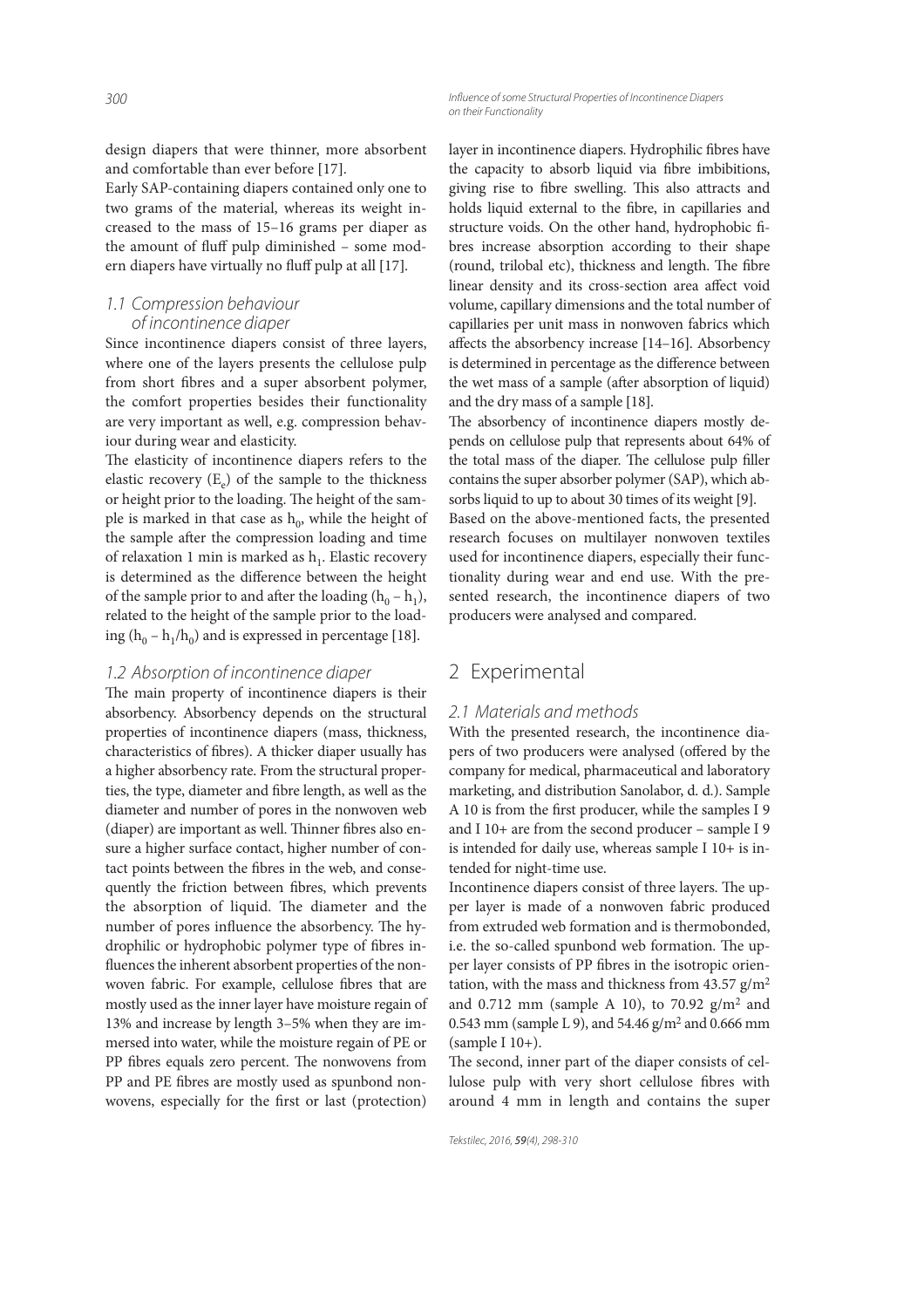design diapers that were thinner, more absorbent and comfortable than ever before [17].

Early SAP-containing diapers contained only one to two grams of the material, whereas its weight increased to the mass of 15–16 grams per diaper as the amount of fluff pulp diminished – some modern diapers have virtually no fluff pulp at all [17].

### 1.1 Compression behaviour of incontinence diaper

Since incontinence diapers consist of three layers, where one of the layers presents the cellulose pulp from short fibres and a super absorbent polymer, the comfort properties besides their functionality are very important as well, e.g. compression behaviour during wear and elasticity.

The elasticity of incontinence diapers refers to the elastic recovery ($E_e$) of the sample to the thickness or height prior to the loading. The height of the sample is marked in that case as $h_0$, while the height of the sample after the compression loading and time of relaxation 1 min is marked as $h_1$. Elastic recovery is determined as the difference between the height of the sample prior to and after the loading ($h_0 - h_1$), related to the height of the sample prior to the loading ($h_0 - h_1/h_0$) and is expressed in percentage [18].

### 1.2 Absorption of incontinence diaper

The main property of incontinence diapers is their absorbency. Absorbency depends on the structural properties of incontinence diapers (mass, thickness, characteristics of fibres). A thicker diaper usually has a higher absorbency rate. From the structural properties, the type, diameter and fibre length, as well as the diameter and number of pores in the nonwoven web (diaper) are important as well. Thinner fibres also ensure a higher surface contact, higher number of contact points between the fibres in the web, and consequently the friction between fibres, which prevents the absorption of liquid. The diameter and the number of pores influence the absorbency. The hydrophilic or hydrophobic polymer type of fibres influences the inherent absorbent properties of the nonwoven fabric. For example, cellulose fibres that are mostly used as the inner layer have moisture regain of 13% and increase by length 3–5% when they are immersed into water, while the moisture regain of PE or PP fibres equals zero percent. The nonwovens from PP and PE fibres are mostly used as spunbond nonwovens, especially for the first or last (protection) layer in incontinence diapers. Hydrophilic fibres have the capacity to absorb liquid via fibre imbibitions, giving rise to fibre swelling. This also attracts and holds liquid external to the fibre, in capillaries and structure voids. On the other hand, hydrophobic fibres increase absorption according to their shape (round, trilobal etc), thickness and length. The fibre linear density and its cross-section area affect void volume, capillary dimensions and the total number of capillaries per unit mass in nonwoven fabrics which affects the absorbency increase [14–16]. Absorbency is determined in percentage as the difference between the wet mass of a sample (after absorption of liquid) and the dry mass of a sample [18].

The absorbency of incontinence diapers mostly depends on cellulose pulp that represents about 64% of the total mass of the diaper. The cellulose pulp filler contains the super absorber polymer (SAP), which absorbs liquid to up to about 30 times of its weight [9].

Based on the above-mentioned facts, the presented research focuses on multilayer nonwoven textiles used for incontinence diapers, especially their functionality during wear and end use. With the presented research, the incontinence diapers of two producers were analysed and compared.

## 2 Experimental

### 2.1 Materials and methods

With the presented research, the incontinence diapers of two producers were analysed (offered by the company for medical, pharmaceutical and laboratory marketing, and distribution Sanolabor, d. d.). Sample A 10 is from the first producer, while the samples I 9 and I 10+ are from the second producer – sample I 9 is intended for daily use, whereas sample I 10+ is intended for night-time use.

Incontinence diapers consist of three layers. The upper layer is made of a nonwoven fabric produced from extruded web formation and is thermobonded, i.e. the so-called spunbond web formation. The upper layer consists of PP fibres in the isotropic orientation, with the mass and thickness from 43.57 g/m$^2$ and 0.712 mm (sample A 10), to 70.92 g/m$^2$ and 0.543 mm (sample L 9), and 54.46 g/m$^2$ and 0.666 mm (sample I 10+).

The second, inner part of the diaper consists of cellulose pulp with very short cellulose fibres with around 4 mm in length and contains the super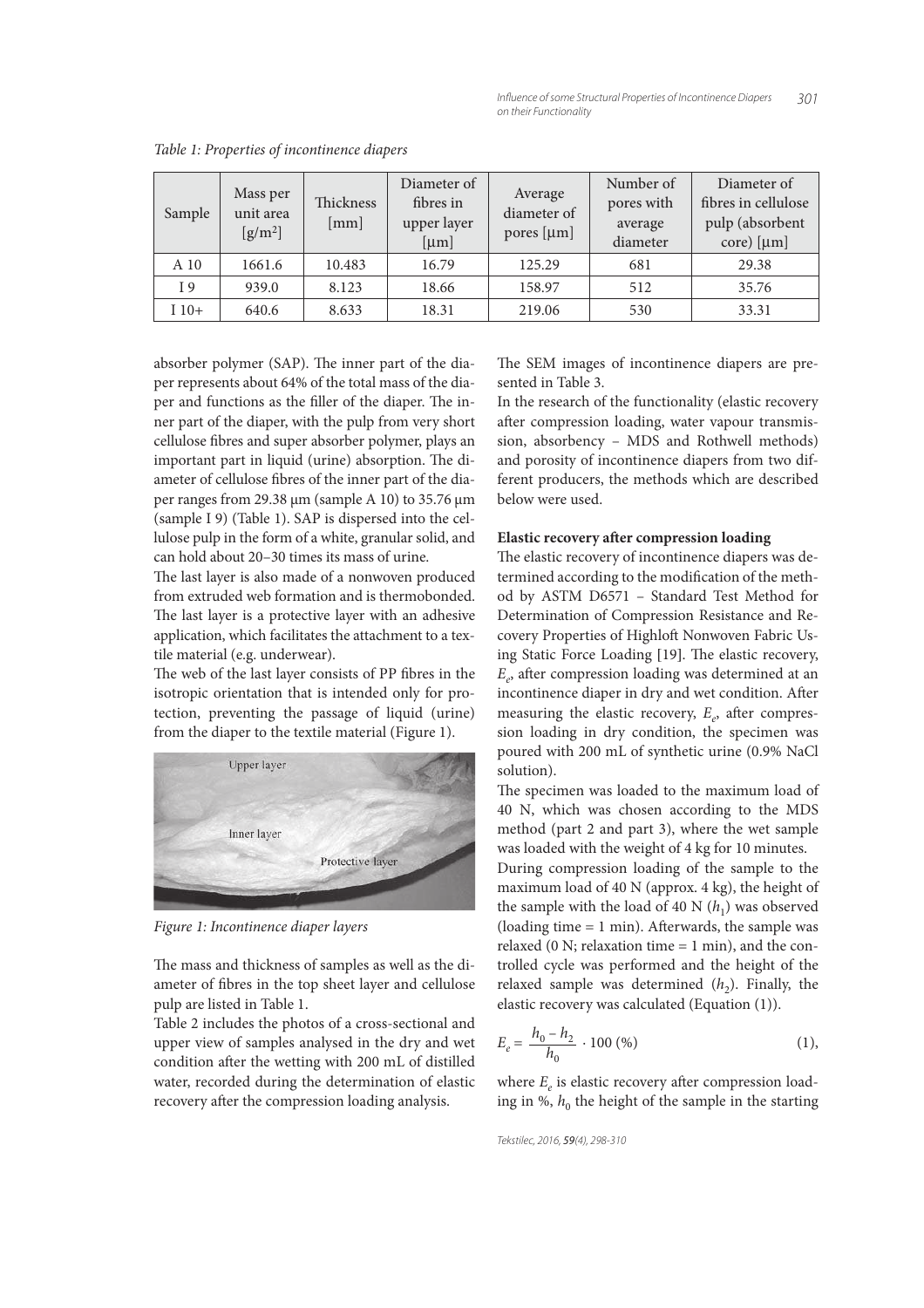*Table 1: Properties of incontinence diapers*

| Sample | Mass per unit area [g/m²] | Thickness [mm] | Diameter of fibres in upper layer [μm] | Average diameter of pores [μm] | Number of pores with average diameter | Diameter of fibres in cellulose pulp (absorbent core) [μm] |
|---|---|---|---|---|---|---|
| A 10 | 1661.6 | 10.483 | 16.79 | 125.29 | 681 | 29.38 |
| I 9 | 939.0 | 8.123 | 18.66 | 158.97 | 512 | 35.76 |
| I 10+ | 640.6 | 8.633 | 18.31 | 219.06 | 530 | 33.31 |

absorber polymer (SAP). The inner part of the diaper represents about 64% of the total mass of the diaper and functions as the filler of the diaper. The inner part of the diaper, with the pulp from very short cellulose fibres and super absorber polymer, plays an important part in liquid (urine) absorption. The diameter of cellulose fibres of the inner part of the diaper ranges from 29.38 μm (sample A 10) to 35.76 μm (sample I 9) (Table 1). SAP is dispersed into the cellulose pulp in the form of a white, granular solid, and can hold about 20–30 times its mass of urine.

The last layer is also made of a nonwoven produced from extruded web formation and is thermobonded. The last layer is a protective layer with an adhesive application, which facilitates the attachment to a textile material (e.g. underwear).

The web of the last layer consists of PP fibres in the isotropic orientation that is intended only for protection, preventing the passage of liquid (urine) from the diaper to the textile material (Figure 1).

*Figure 1: Incontinence diaper layers*

The mass and thickness of samples as well as the diameter of fibres in the top sheet layer and cellulose pulp are listed in Table 1.

Table 2 includes the photos of a cross-sectional and upper view of samples analysed in the dry and wet condition after the wetting with 200 mL of distilled water, recorded during the determination of elastic recovery after the compression loading analysis.

The SEM images of incontinence diapers are presented in Table 3.

In the research of the functionality (elastic recovery after compression loading, water vapour transmission, absorbency – MDS and Rothwell methods) and porosity of incontinence diapers from two different producers, the methods which are described below were used.

**Elastic recovery after compression loading**

The elastic recovery of incontinence diapers was determined according to the modification of the method by ASTM D6571 – Standard Test Method for Determination of Compression Resistance and Recovery Properties of Highloft Nonwoven Fabric Using Static Force Loading [19]. The elastic recovery, $E_e$, after compression loading was determined at an incontinence diaper in dry and wet condition. After measuring the elastic recovery, $E_e$, after compression loading in dry condition, the specimen was poured with 200 mL of synthetic urine (0.9% NaCl solution).

The specimen was loaded to the maximum load of 40 N, which was chosen according to the MDS method (part 2 and part 3), where the wet sample was loaded with the weight of 4 kg for 10 minutes.

During compression loading of the sample to the maximum load of 40 N (approx. 4 kg), the height of the sample with the load of 40 N ($h_1$) was observed (loading time = 1 min). Afterwards, the sample was relaxed (0 N; relaxation time = 1 min), and the controlled cycle was performed and the height of the relaxed sample was determined ($h_2$). Finally, the elastic recovery was calculated (Equation (1)).

$$E_e = \frac{h_0 - h_2}{h_0} \cdot 100\ (\%) \qquad (1),$$

where $E_e$ is elastic recovery after compression loading in %, $h_0$ the height of the sample in the starting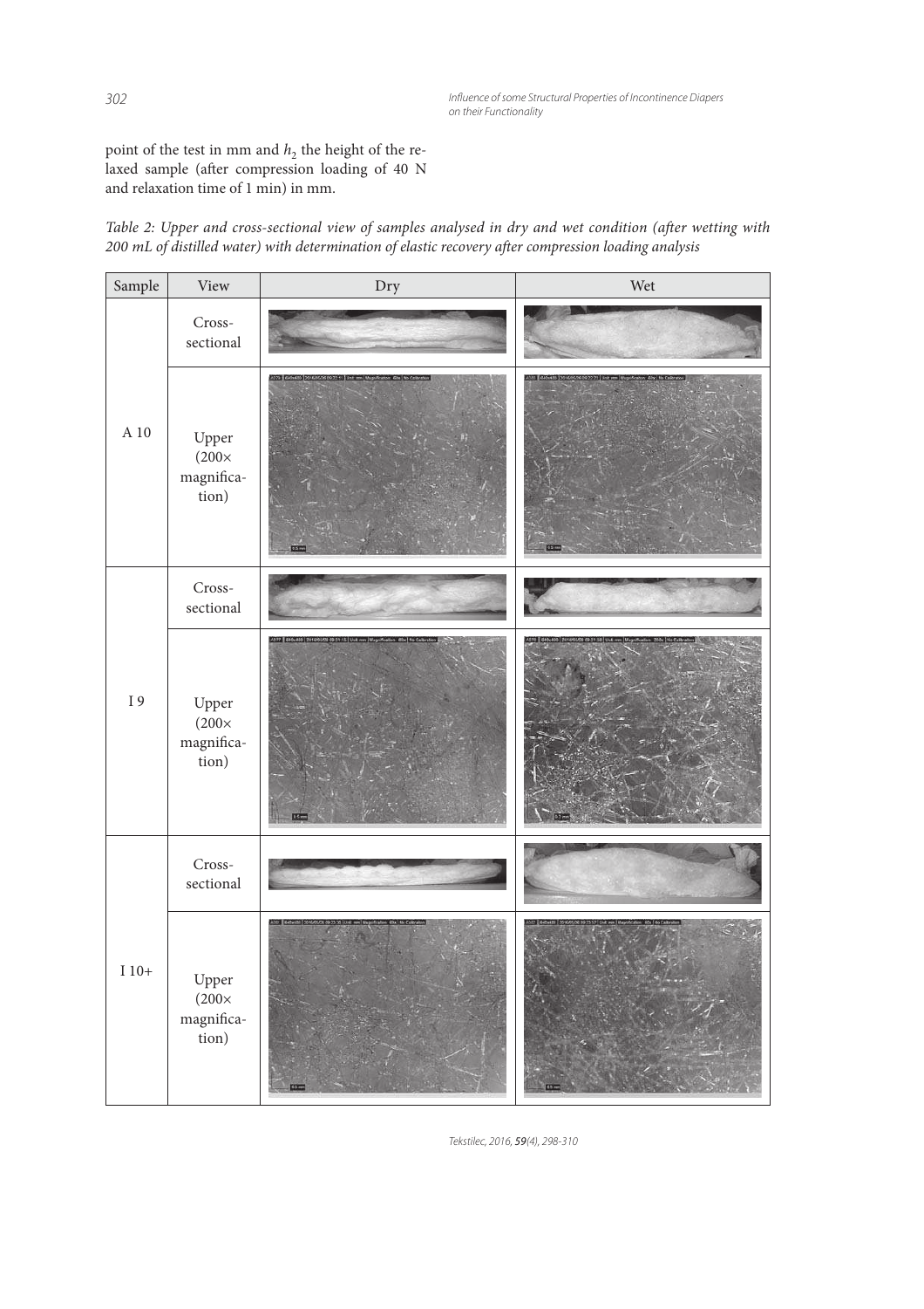point of the test in mm and $h_2$ the height of the relaxed sample (after compression loading of 40 N and relaxation time of 1 min) in mm.

*Table 2: Upper and cross-sectional view of samples analysed in dry and wet condition (after wetting with 200 mL of distilled water) with determination of elastic recovery after compression loading analysis*

| Sample | View | Dry | Wet |
|---|---|---|---|
| A 10 | Cross-sectional | | |
| | Upper (200× magnification) | | |
| I 9 | Cross-sectional | | |
| | Upper (200× magnification) | | |
| I 10+ | Cross-sectional | | |
| | Upper (200× magnification) | | |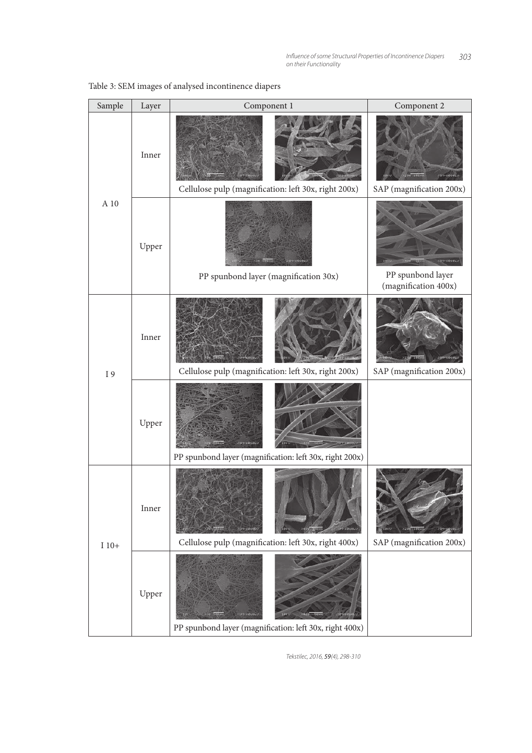Table 3: SEM images of analysed incontinence diapers

| Sample | Layer | Component 1 | Component 2 |
|---|---|---|---|
| A 10 | Inner | Cellulose pulp (magnification: left 30x, right 200x) | SAP (magnification 200x) |
| | Upper | PP spunbond layer (magnification 30x) | PP spunbond layer (magnification 400x) |
| I 9 | Inner | Cellulose pulp (magnification: left 30x, right 200x) | SAP (magnification 200x) |
| | Upper | PP spunbond layer (magnification: left 30x, right 200x) | |
| I 10+ | Inner | Cellulose pulp (magnification: left 30x, right 400x) | SAP (magnification 200x) |
| | Upper | PP spunbond layer (magnification: left 30x, right 400x) | |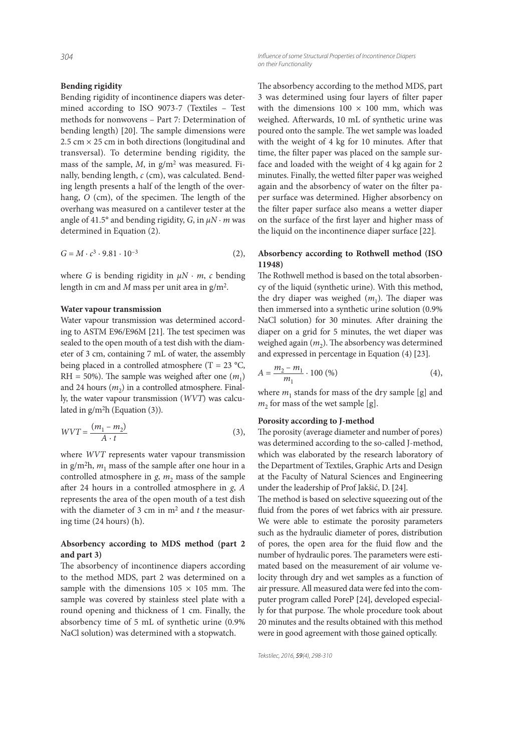### Bending rigidity

Bending rigidity of incontinence diapers was determined according to ISO 9073-7 (Textiles – Test methods for nonwovens – Part 7: Determination of bending length) [20]. The sample dimensions were 2.5 cm × 25 cm in both directions (longitudinal and transversal). To determine bending rigidity, the mass of the sample, $M$, in g/m$^2$ was measured. Finally, bending length, $c$ (cm), was calculated. Bending length presents a half of the length of the overhang, $O$ (cm), of the specimen. The length of the overhang was measured on a cantilever tester at the angle of 41.5° and bending rigidity, $G$, in $\mu N \cdot m$ was determined in Equation (2).

$$G = M \cdot c^3 \cdot 9.81 \cdot 10^{-3} \qquad (2),$$

where $G$ is bending rigidity in $\mu N \cdot m$, $c$ bending length in cm and $M$ mass per unit area in g/m$^2$.

### Water vapour transmission

Water vapour transmission was determined according to ASTM E96/E96M [21]. The test specimen was sealed to the open mouth of a test dish with the diameter of 3 cm, containing 7 mL of water, the assembly being placed in a controlled atmosphere (T = 23 °C, RH = 50%). The sample was weighed after one ($m_1$) and 24 hours ($m_2$) in a controlled atmosphere. Finally, the water vapour transmission ($WVT$) was calculated in g/m$^2$h (Equation (3)).

$$WVT = \frac{(m_1 - m_2)}{A \cdot t} \qquad (3),$$

where $WVT$ represents water vapour transmission in g/m$^2$h, $m_1$ mass of the sample after one hour in a controlled atmosphere in $g$, $m_2$ mass of the sample after 24 hours in a controlled atmosphere in $g$, $A$ represents the area of the open mouth of a test dish with the diameter of 3 cm in m$^2$ and $t$ the measuring time (24 hours) (h).

### Absorbency according to MDS method (part 2 and part 3)

The absorbency of incontinence diapers according to the method MDS, part 2 was determined on a sample with the dimensions 105 × 105 mm. The sample was covered by stainless steel plate with a round opening and thickness of 1 cm. Finally, the absorbency time of 5 mL of synthetic urine (0.9% NaCl solution) was determined with a stopwatch.

The absorbency according to the method MDS, part 3 was determined using four layers of filter paper with the dimensions 100 × 100 mm, which was weighed. Afterwards, 10 mL of synthetic urine was poured onto the sample. The wet sample was loaded with the weight of 4 kg for 10 minutes. After that time, the filter paper was placed on the sample surface and loaded with the weight of 4 kg again for 2 minutes. Finally, the wetted filter paper was weighed again and the absorbency of water on the filter paper surface was determined. Higher absorbency on the filter paper surface also means a wetter diaper on the surface of the first layer and higher mass of the liquid on the incontinence diaper surface [22].

### Absorbency according to Rothwell method (ISO 11948)

The Rothwell method is based on the total absorbency of the liquid (synthetic urine). With this method, the dry diaper was weighed ($m_1$). The diaper was then immersed into a synthetic urine solution (0.9% NaCl solution) for 30 minutes. After draining the diaper on a grid for 5 minutes, the wet diaper was weighed again ($m_2$). The absorbency was determined and expressed in percentage in Equation (4) [23].

$$A = \frac{m_2 - m_1}{m_1} \cdot 100 \ (\%) \qquad (4),$$

where $m_1$ stands for mass of the dry sample [g] and $m_2$ for mass of the wet sample [g].

### Porosity according to J-method

The porosity (average diameter and number of pores) was determined according to the so-called J-method, which was elaborated by the research laboratory of the Department of Textiles, Graphic Arts and Design at the Faculty of Natural Sciences and Engineering under the leadership of Prof Jakšić, D. [24].

The method is based on selective squeezing out of the fluid from the pores of wet fabrics with air pressure. We were able to estimate the porosity parameters such as the hydraulic diameter of pores, distribution of pores, the open area for the fluid flow and the number of hydraulic pores. The parameters were estimated based on the measurement of air volume velocity through dry and wet samples as a function of air pressure. All measured data were fed into the computer program called PoreP [24], developed especially for that purpose. The whole procedure took about 20 minutes and the results obtained with this method were in good agreement with those gained optically.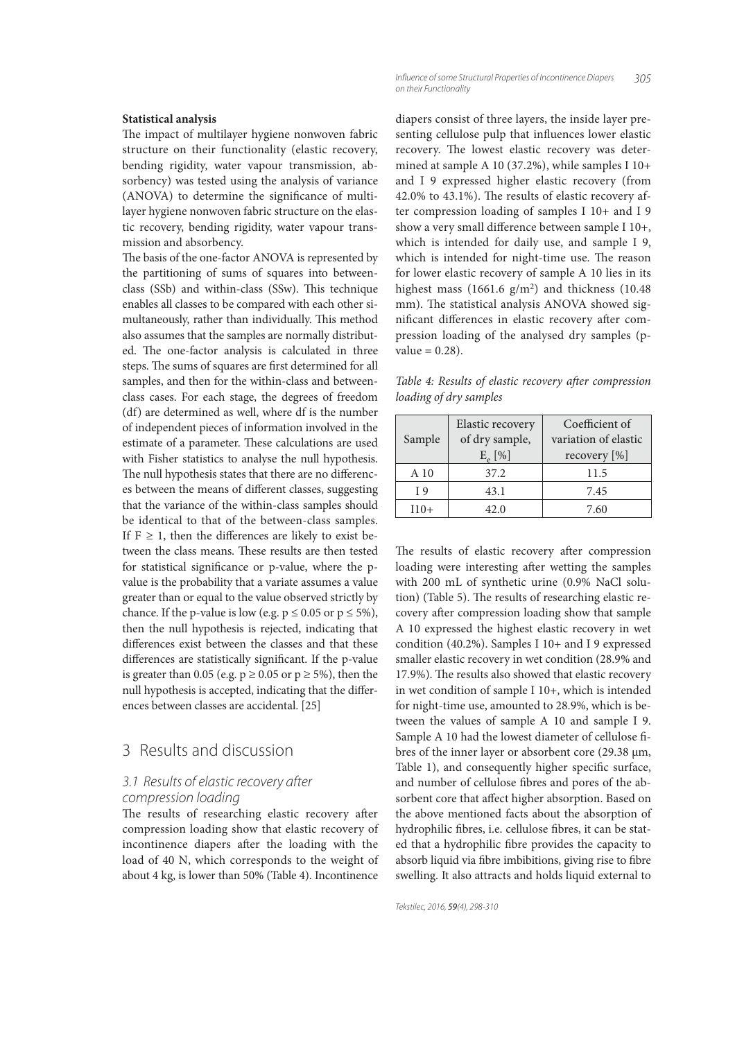**Statistical analysis**

The impact of multilayer hygiene nonwoven fabric structure on their functionality (elastic recovery, bending rigidity, water vapour transmission, absorbency) was tested using the analysis of variance (ANOVA) to determine the significance of multilayer hygiene nonwoven fabric structure on the elastic recovery, bending rigidity, water vapour transmission and absorbency.

The basis of the one-factor ANOVA is represented by the partitioning of sums of squares into between-class (SSb) and within-class (SSw). This technique enables all classes to be compared with each other simultaneously, rather than individually. This method also assumes that the samples are normally distributed. The one-factor analysis is calculated in three steps. The sums of squares are first determined for all samples, and then for the within-class and between-class cases. For each stage, the degrees of freedom (df) are determined as well, where df is the number of independent pieces of information involved in the estimate of a parameter. These calculations are used with Fisher statistics to analyse the null hypothesis. The null hypothesis states that there are no differences between the means of different classes, suggesting that the variance of the within-class samples should be identical to that of the between-class samples. If $F \geq 1$, then the differences are likely to exist between the class means. These results are then tested for statistical significance or p-value, where the p-value is the probability that a variate assumes a value greater than or equal to the value observed strictly by chance. If the p-value is low (e.g. $p \leq 0.05$ or $p \leq 5\%$), then the null hypothesis is rejected, indicating that differences exist between the classes and that these differences are statistically significant. If the p-value is greater than 0.05 (e.g. $p \geq 0.05$ or $p \geq 5\%$), then the null hypothesis is accepted, indicating that the differences between classes are accidental. [25]

## 3 Results and discussion

### 3.1 Results of elastic recovery after compression loading

The results of researching elastic recovery after compression loading show that elastic recovery of incontinence diapers after the loading with the load of 40 N, which corresponds to the weight of about 4 kg, is lower than 50% (Table 4). Incontinence diapers consist of three layers, the inside layer presenting cellulose pulp that influences lower elastic recovery. The lowest elastic recovery was determined at sample A 10 (37.2%), while samples I 10+ and I 9 expressed higher elastic recovery (from 42.0% to 43.1%). The results of elastic recovery after compression loading of samples I 10+ and I 9 show a very small difference between sample I 10+, which is intended for daily use, and sample I 9, which is intended for night-time use. The reason for lower elastic recovery of sample A 10 lies in its highest mass (1661.6 g/m$^2$) and thickness (10.48 mm). The statistical analysis ANOVA showed significant differences in elastic recovery after compression loading of the analysed dry samples (p-value = 0.28).

*Table 4: Results of elastic recovery after compression loading of dry samples*

| Sample | Elastic recovery of dry sample, $E_e$ [%] | Coefficient of variation of elastic recovery [%] |
|---|---|---|
| A 10 | 37.2 | 11.5 |
| I 9 | 43.1 | 7.45 |
| I10+ | 42.0 | 7.60 |

The results of elastic recovery after compression loading were interesting after wetting the samples with 200 mL of synthetic urine (0.9% NaCl solution) (Table 5). The results of researching elastic recovery after compression loading show that sample A 10 expressed the highest elastic recovery in wet condition (40.2%). Samples I 10+ and I 9 expressed smaller elastic recovery in wet condition (28.9% and 17.9%). The results also showed that elastic recovery in wet condition of sample I 10+, which is intended for night-time use, amounted to 28.9%, which is between the values of sample A 10 and sample I 9. Sample A 10 had the lowest diameter of cellulose fibres of the inner layer or absorbent core (29.38 µm, Table 1), and consequently higher specific surface, and number of cellulose fibres and pores of the absorbent core that affect higher absorption. Based on the above mentioned facts about the absorption of hydrophilic fibres, i.e. cellulose fibres, it can be stated that a hydrophilic fibre provides the capacity to absorb liquid via fibre imbibitions, giving rise to fibre swelling. It also attracts and holds liquid external to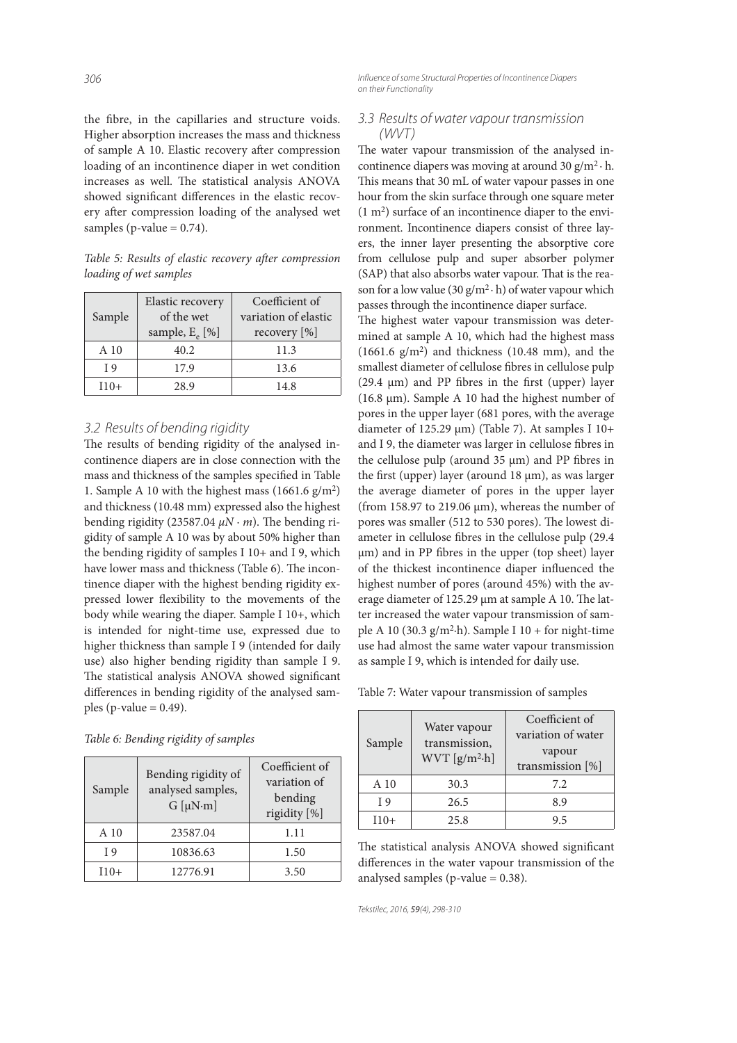the fibre, in the capillaries and structure voids. Higher absorption increases the mass and thickness of sample A 10. Elastic recovery after compression loading of an incontinence diaper in wet condition increases as well. The statistical analysis ANOVA showed significant differences in the elastic recovery after compression loading of the analysed wet samples (p-value = 0.74).

*Table 5: Results of elastic recovery after compression loading of wet samples*

| Sample | Elastic recovery of the wet sample, $E_e$ [%] | Coefficient of variation of elastic recovery [%] |
|---|---|---|
| A 10 | 40.2 | 11.3 |
| I 9 | 17.9 | 13.6 |
| I10+ | 28.9 | 14.8 |

### 3.2 Results of bending rigidity

The results of bending rigidity of the analysed incontinence diapers are in close connection with the mass and thickness of the samples specified in Table 1. Sample A 10 with the highest mass (1661.6 $g/m^2$) and thickness (10.48 mm) expressed also the highest bending rigidity (23587.04 $\mu N \cdot m$). The bending rigidity of sample A 10 was by about 50% higher than the bending rigidity of samples I 10+ and I 9, which have lower mass and thickness (Table 6). The incontinence diaper with the highest bending rigidity expressed lower flexibility to the movements of the body while wearing the diaper. Sample I 10+, which is intended for night-time use, expressed due to higher thickness than sample I 9 (intended for daily use) also higher bending rigidity than sample I 9. The statistical analysis ANOVA showed significant differences in bending rigidity of the analysed samples (p-value = 0.49).

*Table 6: Bending rigidity of samples*

| Sample | Bending rigidity of analysed samples, G [μN·m] | Coefficient of variation of bending rigidity [%] |
|---|---|---|
| A 10 | 23587.04 | 1.11 |
| I 9 | 10836.63 | 1.50 |
| I10+ | 12776.91 | 3.50 |

### 3.3 Results of water vapour transmission (WVT)

The water vapour transmission of the analysed incontinence diapers was moving at around 30 $g/m^2 \cdot h$. This means that 30 mL of water vapour passes in one hour from the skin surface through one square meter (1 $m^2$) surface of an incontinence diaper to the environment. Incontinence diapers consist of three layers, the inner layer presenting the absorptive core from cellulose pulp and super absorber polymer (SAP) that also absorbs water vapour. That is the reason for a low value (30 $g/m^2 \cdot h$) of water vapour which passes through the incontinence diaper surface.

The highest water vapour transmission was determined at sample A 10, which had the highest mass (1661.6 $g/m^2$) and thickness (10.48 mm), and the smallest diameter of cellulose fibres in cellulose pulp (29.4 μm) and PP fibres in the first (upper) layer (16.8 μm). Sample A 10 had the highest number of pores in the upper layer (681 pores, with the average diameter of 125.29 μm) (Table 7). At samples I 10+ and I 9, the diameter was larger in cellulose fibres in the cellulose pulp (around 35 μm) and PP fibres in the first (upper) layer (around 18 μm), as was larger the average diameter of pores in the upper layer (from 158.97 to 219.06 μm), whereas the number of pores was smaller (512 to 530 pores). The lowest diameter in cellulose fibres in the cellulose pulp (29.4 μm) and in PP fibres in the upper (top sheet) layer of the thickest incontinence diaper influenced the highest number of pores (around 45%) with the average diameter of 125.29 μm at sample A 10. The latter increased the water vapour transmission of sample A 10 (30.3 $g/m^2 \cdot h$). Sample I 10 + for night-time use had almost the same water vapour transmission as sample I 9, which is intended for daily use.

Table 7: Water vapour transmission of samples

| Sample | Water vapour transmission, WVT [$g/m^2 \cdot h$] | Coefficient of variation of water vapour transmission [%] |
|---|---|---|
| A 10 | 30.3 | 7.2 |
| I 9 | 26.5 | 8.9 |
| I10+ | 25.8 | 9.5 |

The statistical analysis ANOVA showed significant differences in the water vapour transmission of the analysed samples (p-value = 0.38).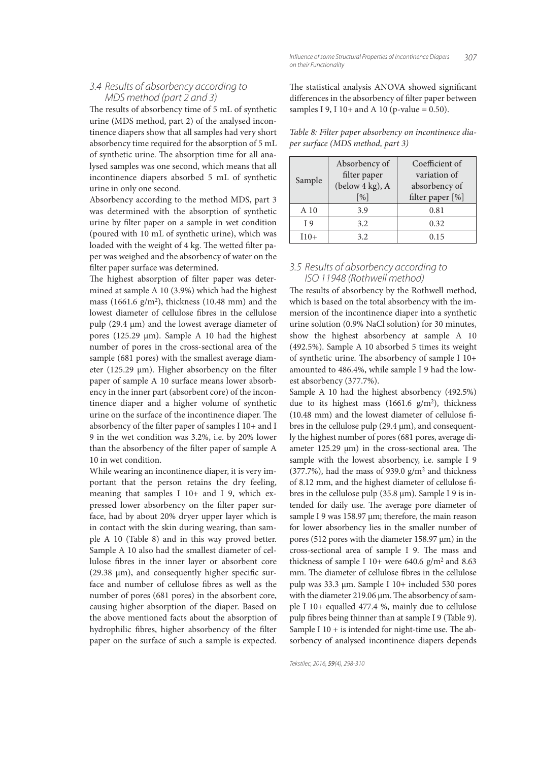### 3.4 Results of absorbency according to MDS method (part 2 and 3)

The results of absorbency time of 5 mL of synthetic urine (MDS method, part 2) of the analysed incontinence diapers show that all samples had very short absorbency time required for the absorption of 5 mL of synthetic urine. The absorption time for all analysed samples was one second, which means that all incontinence diapers absorbed 5 mL of synthetic urine in only one second.

Absorbency according to the method MDS, part 3 was determined with the absorption of synthetic urine by filter paper on a sample in wet condition (poured with 10 mL of synthetic urine), which was loaded with the weight of 4 kg. The wetted filter paper was weighed and the absorbency of water on the filter paper surface was determined.

The highest absorption of filter paper was determined at sample A 10 (3.9%) which had the highest mass (1661.6 g/m$^2$), thickness (10.48 mm) and the lowest diameter of cellulose fibres in the cellulose pulp (29.4 µm) and the lowest average diameter of pores (125.29 µm). Sample A 10 had the highest number of pores in the cross-sectional area of the sample (681 pores) with the smallest average diameter (125.29 µm). Higher absorbency on the filter paper of sample A 10 surface means lower absorbency in the inner part (absorbent core) of the incontinence diaper and a higher volume of synthetic urine on the surface of the incontinence diaper. The absorbency of the filter paper of samples I 10+ and I 9 in the wet condition was 3.2%, i.e. by 20% lower than the absorbency of the filter paper of sample A 10 in wet condition.

While wearing an incontinence diaper, it is very important that the person retains the dry feeling, meaning that samples I 10+ and I 9, which expressed lower absorbency on the filter paper surface, had by about 20% dryer upper layer which is in contact with the skin during wearing, than sample A 10 (Table 8) and in this way proved better. Sample A 10 also had the smallest diameter of cellulose fibres in the inner layer or absorbent core (29.38 µm), and consequently higher specific surface and number of cellulose fibres as well as the number of pores (681 pores) in the absorbent core, causing higher absorption of the diaper. Based on the above mentioned facts about the absorption of hydrophilic fibres, higher absorbency of the filter paper on the surface of such a sample is expected.

The statistical analysis ANOVA showed significant differences in the absorbency of filter paper between samples I 9, I 10+ and A 10 (p-value = 0.50).

*Table 8: Filter paper absorbency on incontinence diaper surface (MDS method, part 3)*

| Sample | Absorbency of filter paper (below 4 kg), A [%] | Coefficient of variation of absorbency of filter paper [%] |
|---|---|---|
| A 10 | 3.9 | 0.81 |
| I 9 | 3.2 | 0.32 |
| I10+ | 3.2 | 0.15 |

### 3.5 Results of absorbency according to ISO 11948 (Rothwell method)

The results of absorbency by the Rothwell method, which is based on the total absorbency with the immersion of the incontinence diaper into a synthetic urine solution (0.9% NaCl solution) for 30 minutes, show the highest absorbency at sample A 10 (492.5%). Sample A 10 absorbed 5 times its weight of synthetic urine. The absorbency of sample I 10+ amounted to 486.4%, while sample I 9 had the lowest absorbency (377.7%).

Sample A 10 had the highest absorbency (492.5%) due to its highest mass (1661.6 g/m$^2$), thickness (10.48 mm) and the lowest diameter of cellulose fibres in the cellulose pulp (29.4 µm), and consequently the highest number of pores (681 pores, average diameter 125.29 µm) in the cross-sectional area. The sample with the lowest absorbency, i.e. sample I 9 (377.7%), had the mass of 939.0 g/m$^2$ and thickness of 8.12 mm, and the highest diameter of cellulose fibres in the cellulose pulp (35.8 µm). Sample I 9 is intended for daily use. The average pore diameter of sample I 9 was 158.97 µm; therefore, the main reason for lower absorbency lies in the smaller number of pores (512 pores with the diameter 158.97 µm) in the cross-sectional area of sample I 9. The mass and thickness of sample I 10+ were 640.6 g/m$^2$ and 8.63 mm. The diameter of cellulose fibres in the cellulose pulp was 33.3 µm. Sample I 10+ included 530 pores with the diameter 219.06 µm. The absorbency of sample I 10+ equalled 477.4 %, mainly due to cellulose pulp fibres being thinner than at sample I 9 (Table 9). Sample I 10 + is intended for night-time use. The absorbency of analysed incontinence diapers depends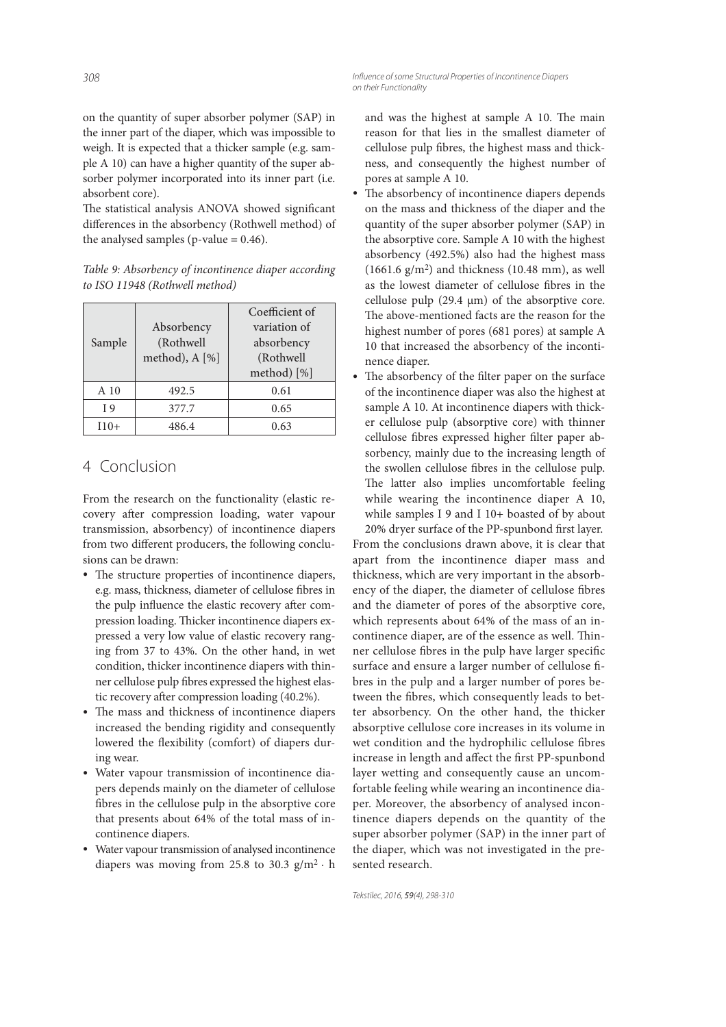on the quantity of super absorber polymer (SAP) in the inner part of the diaper, which was impossible to weigh. It is expected that a thicker sample (e.g. sample A 10) can have a higher quantity of the super absorber polymer incorporated into its inner part (i.e. absorbent core).

The statistical analysis ANOVA showed significant differences in the absorbency (Rothwell method) of the analysed samples (p-value = 0.46).

*Table 9: Absorbency of incontinence diaper according to ISO 11948 (Rothwell method)*

| Sample | Absorbency (Rothwell method), A [%] | Coefficient of variation of absorbency (Rothwell method) [%] |
|---|---|---|
| A 10 | 492.5 | 0.61 |
| I 9 | 377.7 | 0.65 |
| I10+ | 486.4 | 0.63 |

## 4 Conclusion

From the research on the functionality (elastic recovery after compression loading, water vapour transmission, absorbency) of incontinence diapers from two different producers, the following conclusions can be drawn:

- The structure properties of incontinence diapers, e.g. mass, thickness, diameter of cellulose fibres in the pulp influence the elastic recovery after compression loading. Thicker incontinence diapers expressed a very low value of elastic recovery ranging from 37 to 43%. On the other hand, in wet condition, thicker incontinence diapers with thinner cellulose pulp fibres expressed the highest elastic recovery after compression loading (40.2%).
- The mass and thickness of incontinence diapers increased the bending rigidity and consequently lowered the flexibility (comfort) of diapers during wear.
- Water vapour transmission of incontinence diapers depends mainly on the diameter of cellulose fibres in the cellulose pulp in the absorptive core that presents about 64% of the total mass of incontinence diapers.
- Water vapour transmission of analysed incontinence diapers was moving from 25.8 to 30.3 $g/m^2 \cdot h$ and was the highest at sample A 10. The main reason for that lies in the smallest diameter of cellulose pulp fibres, the highest mass and thickness, and consequently the highest number of pores at sample A 10.
- The absorbency of incontinence diapers depends on the mass and thickness of the diaper and the quantity of the super absorber polymer (SAP) in the absorptive core. Sample A 10 with the highest absorbency (492.5%) also had the highest mass (1661.6 $g/m^2$) and thickness (10.48 mm), as well as the lowest diameter of cellulose fibres in the cellulose pulp (29.4 μm) of the absorptive core. The above-mentioned facts are the reason for the highest number of pores (681 pores) at sample A 10 that increased the absorbency of the incontinence diaper.
- The absorbency of the filter paper on the surface of the incontinence diaper was also the highest at sample A 10. At incontinence diapers with thicker cellulose pulp (absorptive core) with thinner cellulose fibres expressed higher filter paper absorbency, mainly due to the increasing length of the swollen cellulose fibres in the cellulose pulp. The latter also implies uncomfortable feeling while wearing the incontinence diaper A 10, while samples I 9 and I 10+ boasted of by about 20% dryer surface of the PP-spunbond first layer.

From the conclusions drawn above, it is clear that apart from the incontinence diaper mass and thickness, which are very important in the absorbency of the diaper, the diameter of cellulose fibres and the diameter of pores of the absorptive core, which represents about 64% of the mass of an incontinence diaper, are of the essence as well. Thinner cellulose fibres in the pulp have larger specific surface and ensure a larger number of cellulose fibres in the pulp and a larger number of pores between the fibres, which consequently leads to better absorbency. On the other hand, the thicker absorptive cellulose core increases in its volume in wet condition and the hydrophilic cellulose fibres increase in length and affect the first PP-spunbond layer wetting and consequently cause an uncomfortable feeling while wearing an incontinence diaper. Moreover, the absorbency of analysed incontinence diapers depends on the quantity of the super absorber polymer (SAP) in the inner part of the diaper, which was not investigated in the presented research.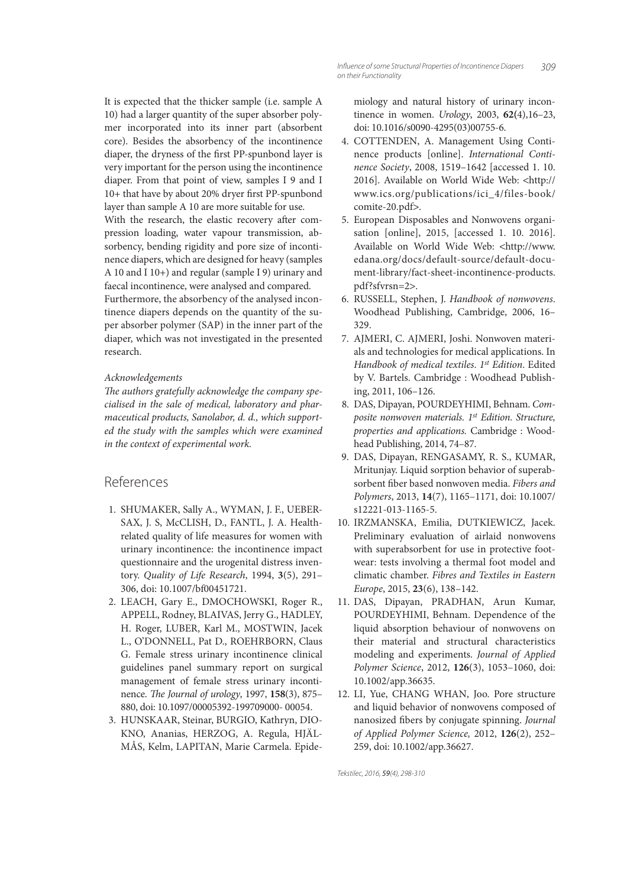It is expected that the thicker sample (i.e. sample A 10) had a larger quantity of the super absorber polymer incorporated into its inner part (absorbent core). Besides the absorbency of the incontinence diaper, the dryness of the first PP-spunbond layer is very important for the person using the incontinence diaper. From that point of view, samples I 9 and I 10+ that have by about 20% dryer first PP-spunbond layer than sample A 10 are more suitable for use.

With the research, the elastic recovery after compression loading, water vapour transmission, absorbency, bending rigidity and pore size of incontinence diapers, which are designed for heavy (samples A 10 and I 10+) and regular (sample I 9) urinary and faecal incontinence, were analysed and compared.

Furthermore, the absorbency of the analysed incontinence diapers depends on the quantity of the super absorber polymer (SAP) in the inner part of the diaper, which was not investigated in the presented research.

*Acknowledgements*

*The authors gratefully acknowledge the company specialised in the sale of medical, laboratory and pharmaceutical products, Sanolabor, d. d., which supported the study with the samples which were examined in the context of experimental work.*

## References

1. SHUMAKER, Sally A., WYMAN, J. F., UEBERSAX, J. S, McCLISH, D., FANTL, J. A. Health-related quality of life measures for women with urinary incontinence: the incontinence impact questionnaire and the urogenital distress inventory. *Quality of Life Research*, 1994, **3**(5), 291–306, doi: 10.1007/bf00451721.
2. LEACH, Gary E., DMOCHOWSKI, Roger R., APPELL, Rodney, BLAIVAS, Jerry G., HADLEY, H. Roger, LUBER, Karl M., MOSTWIN, Jacek L., O'DONNELL, Pat D., ROEHRBORN, Claus G. Female stress urinary incontinence clinical guidelines panel summary report on surgical management of female stress urinary incontinence. *The Journal of urology*, 1997, **158**(3), 875–880, doi: 10.1097/00005392-199709000- 00054.
3. HUNSKAAR, Steinar, BURGIO, Kathryn, DIOKNO, Ananias, HERZOG, A. Regula, HJÄLMÅS, Kelm, LAPITAN, Marie Carmela. Epidemiology and natural history of urinary incontinence in women. *Urology*, 2003, **62**(4),16–23, doi: 10.1016/s0090-4295(03)00755-6.
4. COTTENDEN, A. Management Using Continence products [online]. *International Continence Society*, 2008, 1519–1642 [accessed 1. 10. 2016]. Available on World Wide Web: <http://www.ics.org/publications/ici_4/files-book/comite-20.pdf>.
5. European Disposables and Nonwovens organisation [online], 2015, [accessed 1. 10. 2016]. Available on World Wide Web: <http://www.edana.org/docs/default-source/default-document-library/fact-sheet-incontinence-products.pdf?sfvrsn=2>.
6. RUSSELL, Stephen, J. *Handbook of nonwovens*. Woodhead Publishing, Cambridge, 2006, 16–329.
7. AJMERI, C. AJMERI, Joshi. Nonwoven materials and technologies for medical applications. In *Handbook of medical textiles. 1st Edition*. Edited by V. Bartels. Cambridge : Woodhead Publishing, 2011, 106–126.
8. DAS, Dipayan, POURDEYHIMI, Behnam. *Composite nonwoven materials. 1st Edition. Structure, properties and applications.* Cambridge : Woodhead Publishing, 2014, 74–87.
9. DAS, Dipayan, RENGASAMY, R. S., KUMAR, Mritunjay. Liquid sorption behavior of superabsorbent fiber based nonwoven media. *Fibers and Polymers*, 2013, **14**(7), 1165–1171, doi: 10.1007/s12221-013-1165-5.
10. IRZMANSKA, Emilia, DUTKIEWICZ, Jacek. Preliminary evaluation of airlaid nonwovens with superabsorbent for use in protective footwear: tests involving a thermal foot model and climatic chamber. *Fibres and Textiles in Eastern Europe*, 2015, **23**(6), 138–142.
11. DAS, Dipayan, PRADHAN, Arun Kumar, POURDEYHIMI, Behnam. Dependence of the liquid absorption behaviour of nonwovens on their material and structural characteristics modeling and experiments. *Journal of Applied Polymer Science*, 2012, **126**(3), 1053–1060, doi: 10.1002/app.36635.
12. LI, Yue, CHANG WHAN, Joo. Pore structure and liquid behavior of nonwovens composed of nanosized fibers by conjugate spinning. *Journal of Applied Polymer Science,* 2012, **126**(2), 252–259, doi: 10.1002/app.36627.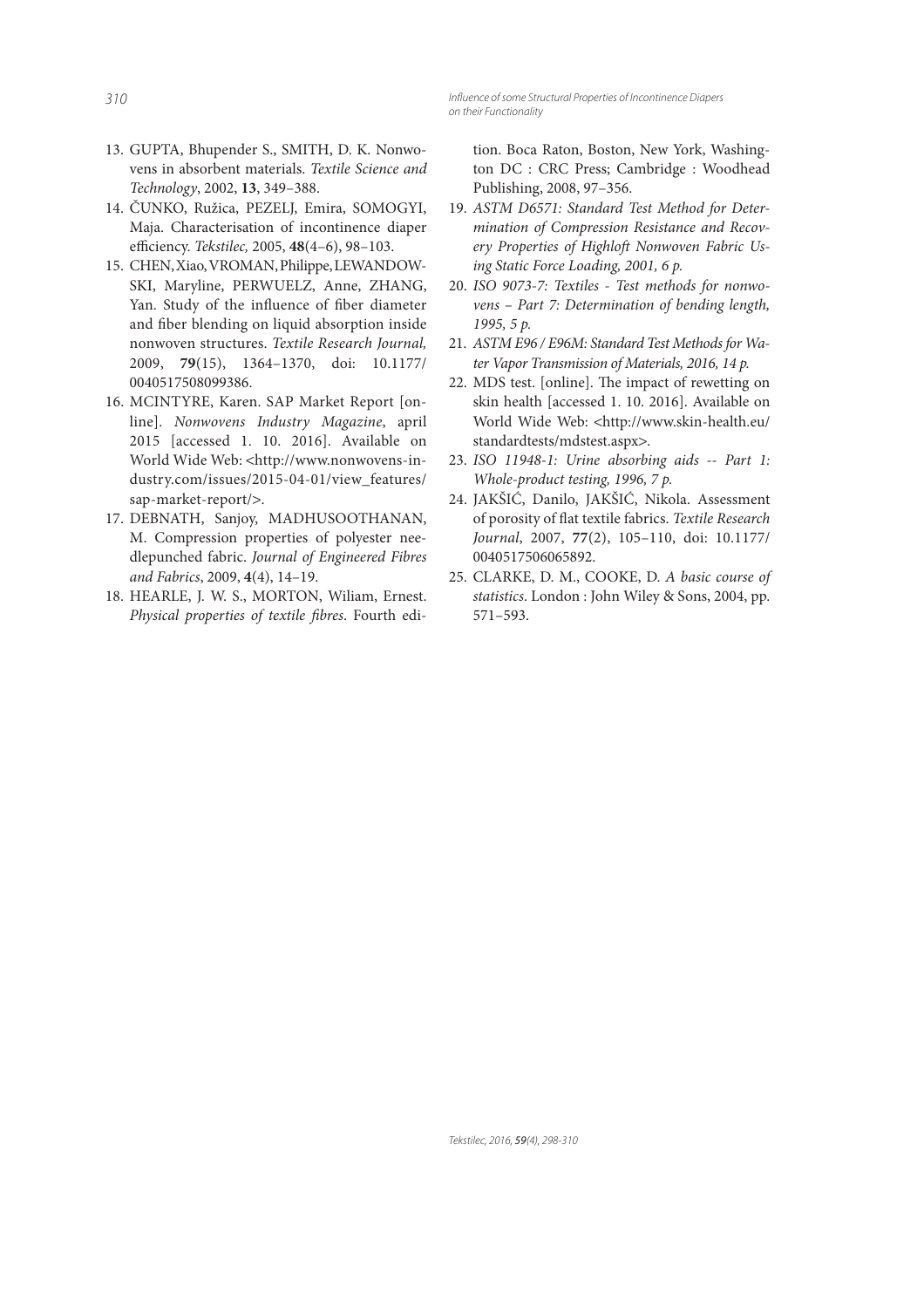13. GUPTA, Bhupender S., SMITH, D. K. Nonwovens in absorbent materials. *Textile Science and Technology*, 2002, **13**, 349–388.
14. ČUNKO, Ružica, PEZELJ, Emira, SOMOGYI, Maja. Characterisation of incontinence diaper efficiency. *Tekstilec,* 2005, **48**(4–6), 98–103.
15. CHEN, Xiao, VROMAN, Philippe, LEWANDOWSKI, Maryline, PERWUELZ, Anne, ZHANG, Yan. Study of the influence of fiber diameter and fiber blending on liquid absorption inside nonwoven structures. *Textile Research Journal,* 2009, **79**(15), 1364–1370, doi: 10.1177/0040517508099386.
16. MCINTYRE, Karen. SAP Market Report [online]. *Nonwovens Industry Magazine*, april 2015 [accessed 1. 10. 2016]. Available on World Wide Web: <http://www.nonwovens-industry.com/issues/2015-04-01/view_features/sap-market-report/>.
17. DEBNATH, Sanjoy, MADHUSOOTHANAN, M. Compression properties of polyester needlepunched fabric. *Journal of Engineered Fibres and Fabrics*, 2009, **4**(4), 14–19.
18. HEARLE, J. W. S., MORTON, Wiliam, Ernest. *Physical properties of textile fibres*. Fourth edition. Boca Raton, Boston, New York, Washington DC : CRC Press; Cambridge : Woodhead Publishing, 2008, 97–356.
19. *ASTM D6571: Standard Test Method for Determination of Compression Resistance and Recovery Properties of Highloft Nonwoven Fabric Using Static Force Loading, 2001, 6 p.*
20. *ISO 9073-7: Textiles - Test methods for nonwovens – Part 7: Determination of bending length, 1995, 5 p.*
21. *ASTM E96 / E96M: Standard Test Methods for Water Vapor Transmission of Materials, 2016, 14 p.*
22. MDS test. [online]. The impact of rewetting on skin health [accessed 1. 10. 2016]. Available on World Wide Web: <http://www.skin-health.eu/standardtests/mdstest.aspx>.
23. *ISO 11948-1: Urine absorbing aids -- Part 1: Whole-product testing, 1996, 7 p.*
24. JAKŠIĆ, Danilo, JAKŠIĆ, Nikola. Assessment of porosity of flat textile fabrics. *Textile Research Journal*, 2007, **77**(2), 105–110, doi: 10.1177/0040517506065892.
25. CLARKE, D. M., COOKE, D. *A basic course of statistics*. London : John Wiley & Sons, 2004, pp. 571–593.